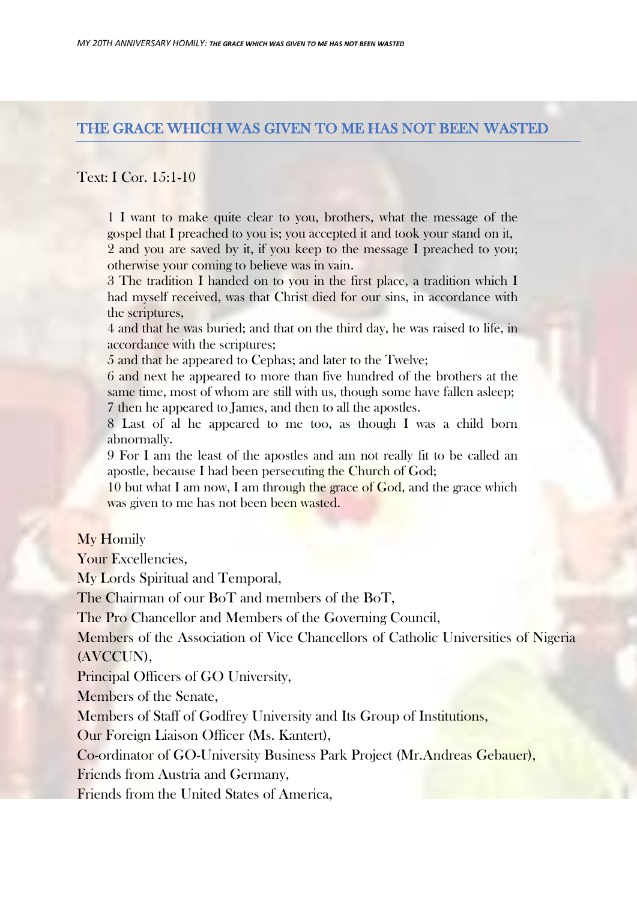# THE GRACE WHICH WAS GIVEN TO ME HAS NOT BEEN WASTED

Text: I Cor. 15:1-10

> 1 I want to make quite clear to you, brothers, what the message of the gospel that I preached to you is; you accepted it and took your stand on it,
> 2 and you are saved by it, if you keep to the message I preached to you; otherwise your coming to believe was in vain.
> 3 The tradition I handed on to you in the first place, a tradition which I had myself received, was that Christ died for our sins, in accordance with the scriptures,
> 4 and that he was buried; and that on the third day, he was raised to life, in accordance with the scriptures;
> 5 and that he appeared to Cephas; and later to the Twelve;
> 6 and next he appeared to more than five hundred of the brothers at the same time, most of whom are still with us, though some have fallen asleep;
> 7 then he appeared to James, and then to all the apostles.
> 8 Last of al he appeared to me too, as though I was a child born abnormally.
> 9 For I am the least of the apostles and am not really fit to be called an apostle, because I had been persecuting the Church of God;
> 10 but what I am now, I am through the grace of God, and the grace which was given to me has not been been wasted.

My Homily

Your Excellencies,

My Lords Spiritual and Temporal,

The Chairman of our BoT and members of the BoT,

The Pro Chancellor and Members of the Governing Council,

Members of the Association of Vice Chancellors of Catholic Universities of Nigeria (AVCCUN),

Principal Officers of GO University,

Members of the Senate,

Members of Staff of Godfrey University and Its Group of Institutions,

Our Foreign Liaison Officer (Ms. Kantert),

Co-ordinator of GO-University Business Park Project (Mr.Andreas Gebauer),

Friends from Austria and Germany,

Friends from the United States of America,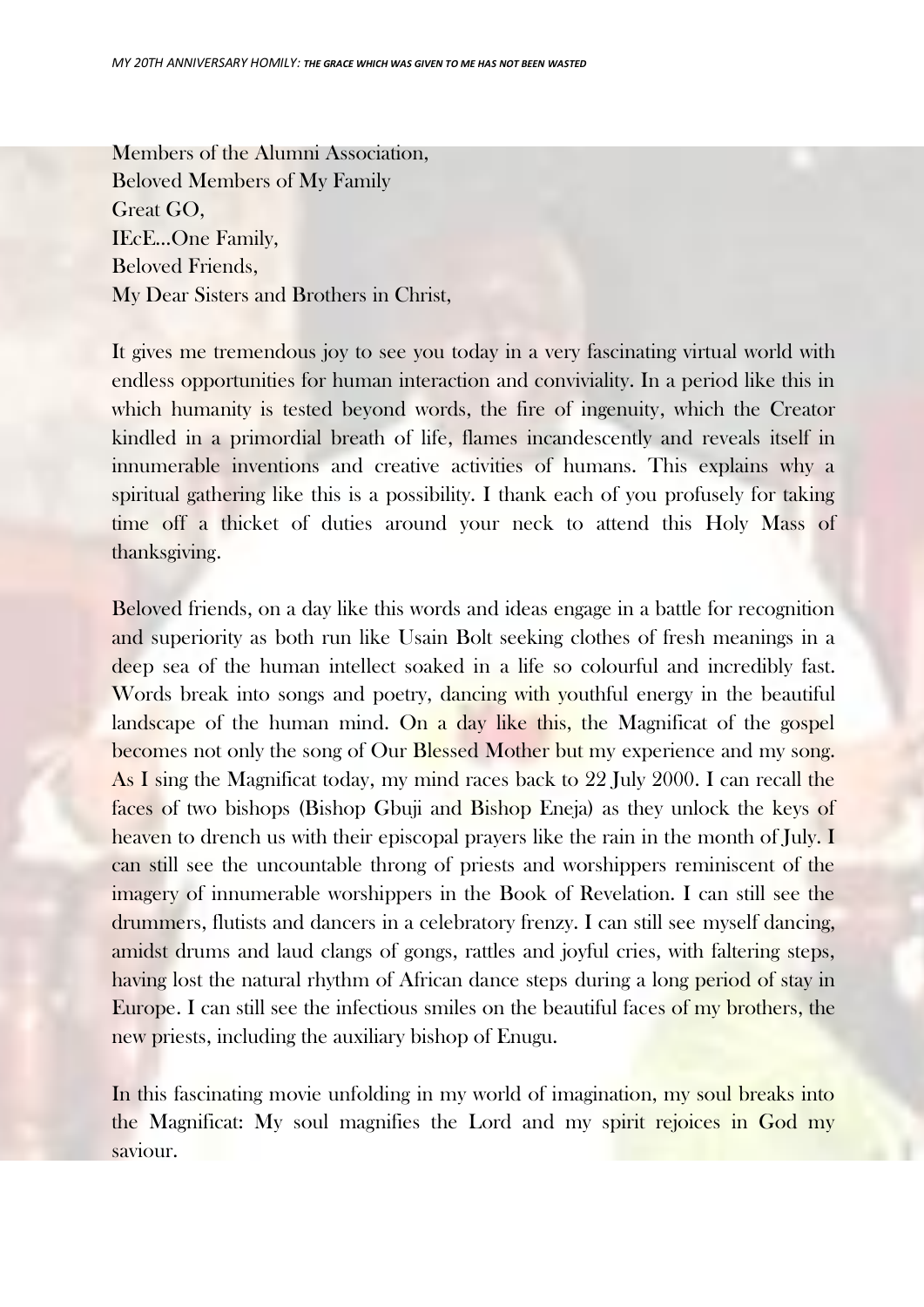Members of the Alumni Association,
Beloved Members of My Family
Great GO,
IEcE…One Family,
Beloved Friends,
My Dear Sisters and Brothers in Christ,

It gives me tremendous joy to see you today in a very fascinating virtual world with endless opportunities for human interaction and conviviality. In a period like this in which humanity is tested beyond words, the fire of ingenuity, which the Creator kindled in a primordial breath of life, flames incandescently and reveals itself in innumerable inventions and creative activities of humans. This explains why a spiritual gathering like this is a possibility. I thank each of you profusely for taking time off a thicket of duties around your neck to attend this Holy Mass of thanksgiving.

Beloved friends, on a day like this words and ideas engage in a battle for recognition and superiority as both run like Usain Bolt seeking clothes of fresh meanings in a deep sea of the human intellect soaked in a life so colourful and incredibly fast. Words break into songs and poetry, dancing with youthful energy in the beautiful landscape of the human mind. On a day like this, the Magnificat of the gospel becomes not only the song of Our Blessed Mother but my experience and my song. As I sing the Magnificat today, my mind races back to 22 July 2000. I can recall the faces of two bishops (Bishop Gbuji and Bishop Eneja) as they unlock the keys of heaven to drench us with their episcopal prayers like the rain in the month of July. I can still see the uncountable throng of priests and worshippers reminiscent of the imagery of innumerable worshippers in the Book of Revelation. I can still see the drummers, flutists and dancers in a celebratory frenzy. I can still see myself dancing, amidst drums and laud clangs of gongs, rattles and joyful cries, with faltering steps, having lost the natural rhythm of African dance steps during a long period of stay in Europe. I can still see the infectious smiles on the beautiful faces of my brothers, the new priests, including the auxiliary bishop of Enugu.

In this fascinating movie unfolding in my world of imagination, my soul breaks into the Magnificat: My soul magnifies the Lord and my spirit rejoices in God my saviour.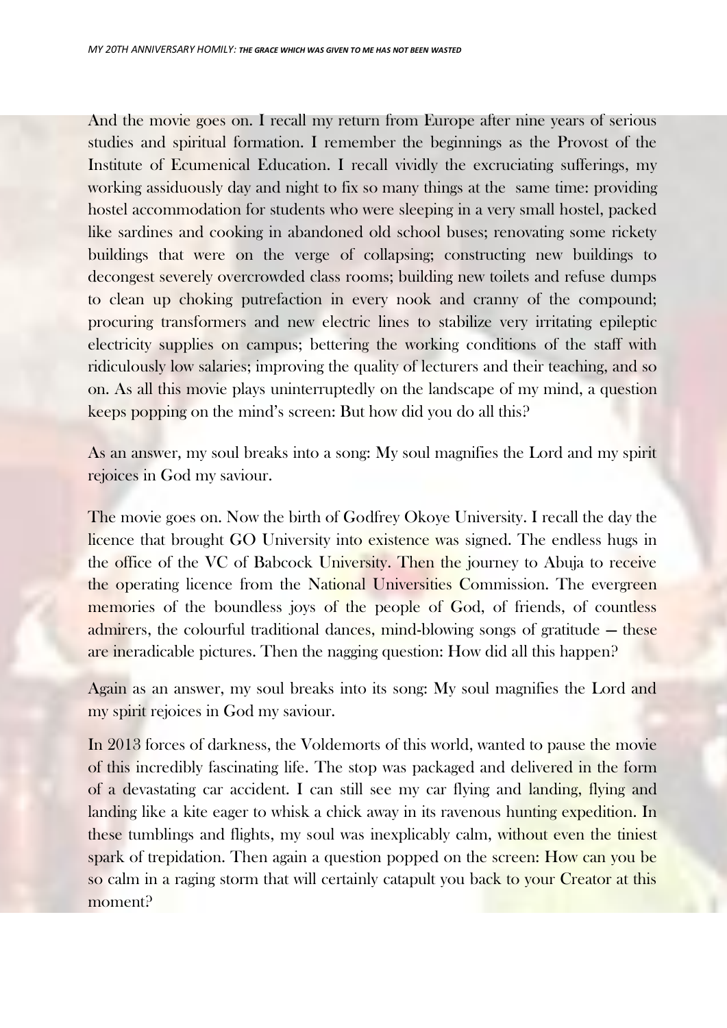And the movie goes on. I recall my return from Europe after nine years of serious studies and spiritual formation. I remember the beginnings as the Provost of the Institute of Ecumenical Education. I recall vividly the excruciating sufferings, my working assiduously day and night to fix so many things at the same time: providing hostel accommodation for students who were sleeping in a very small hostel, packed like sardines and cooking in abandoned old school buses; renovating some rickety buildings that were on the verge of collapsing; constructing new buildings to decongest severely overcrowded class rooms; building new toilets and refuse dumps to clean up choking putrefaction in every nook and cranny of the compound; procuring transformers and new electric lines to stabilize very irritating epileptic electricity supplies on campus; bettering the working conditions of the staff with ridiculously low salaries; improving the quality of lecturers and their teaching, and so on. As all this movie plays uninterruptedly on the landscape of my mind, a question keeps popping on the mind's screen: But how did you do all this?

As an answer, my soul breaks into a song: My soul magnifies the Lord and my spirit rejoices in God my saviour.

The movie goes on. Now the birth of Godfrey Okoye University. I recall the day the licence that brought GO University into existence was signed. The endless hugs in the office of the VC of Babcock University. Then the journey to Abuja to receive the operating licence from the National Universities Commission. The evergreen memories of the boundless joys of the people of God, of friends, of countless admirers, the colourful traditional dances, mind-blowing songs of gratitude — these are ineradicable pictures. Then the nagging question: How did all this happen?

Again as an answer, my soul breaks into its song: My soul magnifies the Lord and my spirit rejoices in God my saviour.

In 2013 forces of darkness, the Voldemorts of this world, wanted to pause the movie of this incredibly fascinating life. The stop was packaged and delivered in the form of a devastating car accident. I can still see my car flying and landing, flying and landing like a kite eager to whisk a chick away in its ravenous hunting expedition. In these tumblings and flights, my soul was inexplicably calm, without even the tiniest spark of trepidation. Then again a question popped on the screen: How can you be so calm in a raging storm that will certainly catapult you back to your Creator at this moment?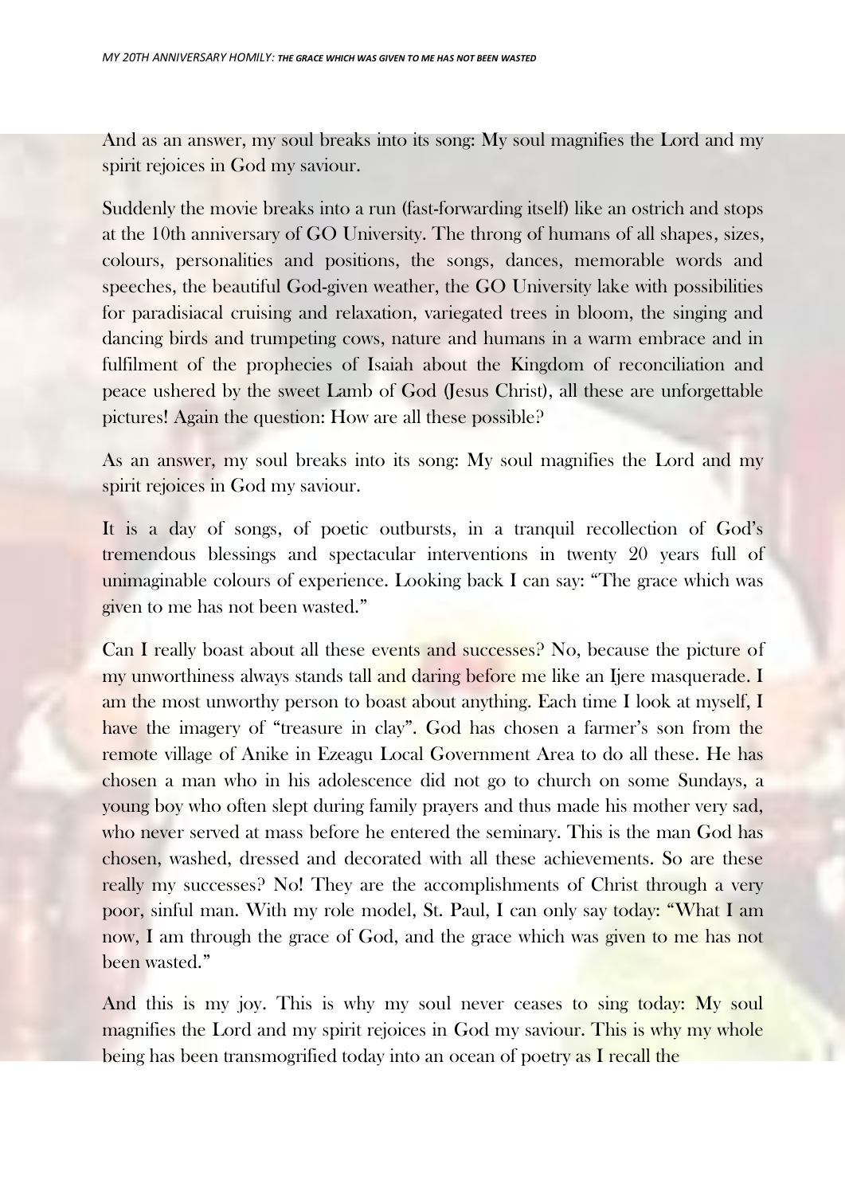And as an answer, my soul breaks into its song: My soul magnifies the Lord and my spirit rejoices in God my saviour.

Suddenly the movie breaks into a run (fast-forwarding itself) like an ostrich and stops at the 10th anniversary of GO University. The throng of humans of all shapes, sizes, colours, personalities and positions, the songs, dances, memorable words and speeches, the beautiful God-given weather, the GO University lake with possibilities for paradisiacal cruising and relaxation, variegated trees in bloom, the singing and dancing birds and trumpeting cows, nature and humans in a warm embrace and in fulfilment of the prophecies of Isaiah about the Kingdom of reconciliation and peace ushered by the sweet Lamb of God (Jesus Christ), all these are unforgettable pictures! Again the question: How are all these possible?

As an answer, my soul breaks into its song: My soul magnifies the Lord and my spirit rejoices in God my saviour.

It is a day of songs, of poetic outbursts, in a tranquil recollection of God's tremendous blessings and spectacular interventions in twenty 20 years full of unimaginable colours of experience. Looking back I can say: "The grace which was given to me has not been wasted."

Can I really boast about all these events and successes? No, because the picture of my unworthiness always stands tall and daring before me like an Ijere masquerade. I am the most unworthy person to boast about anything. Each time I look at myself, I have the imagery of "treasure in clay". God has chosen a farmer's son from the remote village of Anike in Ezeagu Local Government Area to do all these. He has chosen a man who in his adolescence did not go to church on some Sundays, a young boy who often slept during family prayers and thus made his mother very sad, who never served at mass before he entered the seminary. This is the man God has chosen, washed, dressed and decorated with all these achievements. So are these really my successes? No! They are the accomplishments of Christ through a very poor, sinful man. With my role model, St. Paul, I can only say today: "What I am now, I am through the grace of God, and the grace which was given to me has not been wasted."

And this is my joy. This is why my soul never ceases to sing today: My soul magnifies the Lord and my spirit rejoices in God my saviour. This is why my whole being has been transmogrified today into an ocean of poetry as I recall the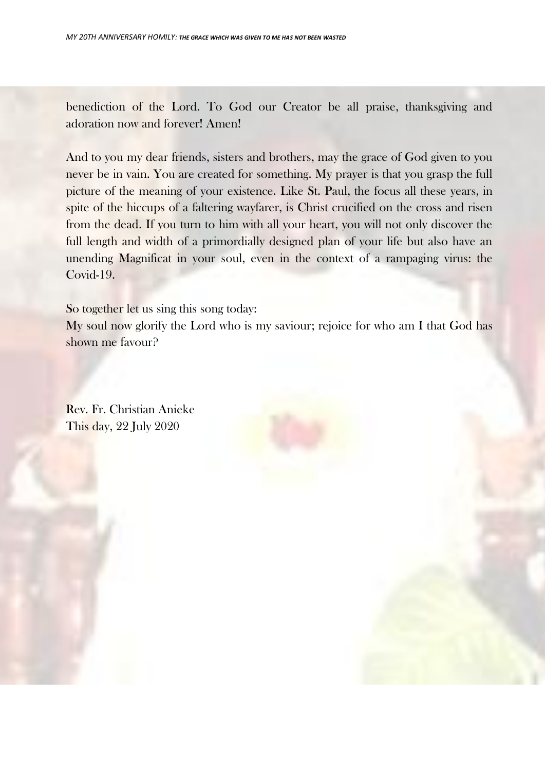benediction of the Lord. To God our Creator be all praise, thanksgiving and adoration now and forever! Amen!

And to you my dear friends, sisters and brothers, may the grace of God given to you never be in vain. You are created for something. My prayer is that you grasp the full picture of the meaning of your existence. Like St. Paul, the focus all these years, in spite of the hiccups of a faltering wayfarer, is Christ crucified on the cross and risen from the dead. If you turn to him with all your heart, you will not only discover the full length and width of a primordially designed plan of your life but also have an unending Magnificat in your soul, even in the context of a rampaging virus: the Covid-19.

So together let us sing this song today:
My soul now glorify the Lord who is my saviour; rejoice for who am I that God has shown me favour?

Rev. Fr. Christian Anieke
This day, 22 July 2020